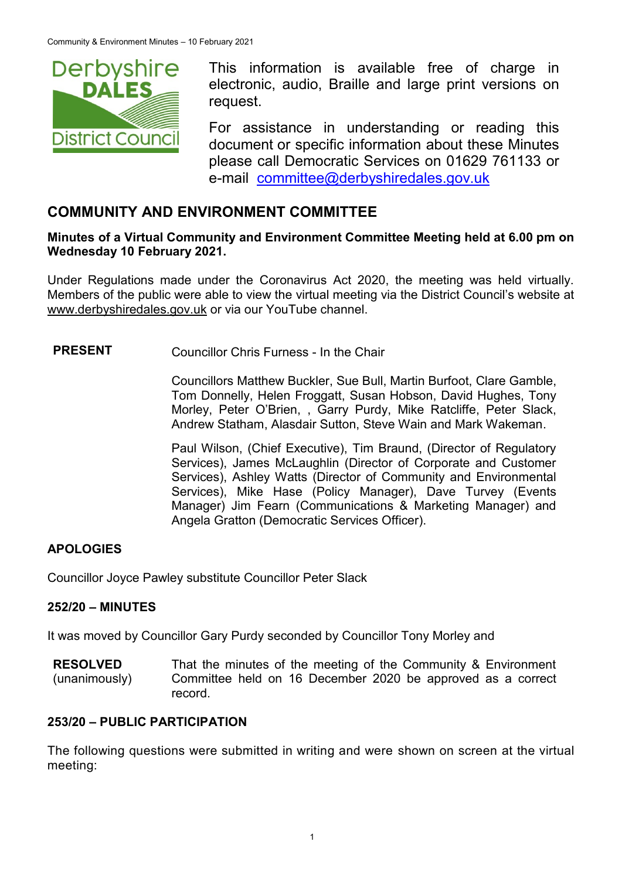This information is available free of charge in electronic, audio, Braille and large print versions on request.

For assistance in understanding or reading this document or specific information about these Minutes please call Democratic Services on 01629 761133 or e-mail committee@derbyshiredales.gov.uk

## COMMUNITY AND ENVIRONMENT COMMITTEE

**Minutes of a Virtual Community and Environment Committee Meeting held at 6.00 pm on Wednesday 10 February 2021.**

Under Regulations made under the Coronavirus Act 2020, the meeting was held virtually. Members of the public were able to view the virtual meeting via the District Council's website at www.derbyshiredales.gov.uk or via our YouTube channel.

**PRESENT** Councillor Chris Furness - In the Chair

Councillors Matthew Buckler, Sue Bull, Martin Burfoot, Clare Gamble, Tom Donnelly, Helen Froggatt, Susan Hobson, David Hughes, Tony Morley, Peter O'Brien, , Garry Purdy, Mike Ratcliffe, Peter Slack, Andrew Statham, Alasdair Sutton, Steve Wain and Mark Wakeman.

Paul Wilson, (Chief Executive), Tim Braund, (Director of Regulatory Services), James McLaughlin (Director of Corporate and Customer Services), Ashley Watts (Director of Community and Environmental Services), Mike Hase (Policy Manager), Dave Turvey (Events Manager) Jim Fearn (Communications & Marketing Manager) and Angela Gratton (Democratic Services Officer).

### APOLOGIES

Councillor Joyce Pawley substitute Councillor Peter Slack

### 252/20 – MINUTES

It was moved by Councillor Gary Purdy seconded by Councillor Tony Morley and

**RESOLVED** (unanimously) That the minutes of the meeting of the Community & Environment Committee held on 16 December 2020 be approved as a correct record.

### 253/20 – PUBLIC PARTICIPATION

The following questions were submitted in writing and were shown on screen at the virtual meeting: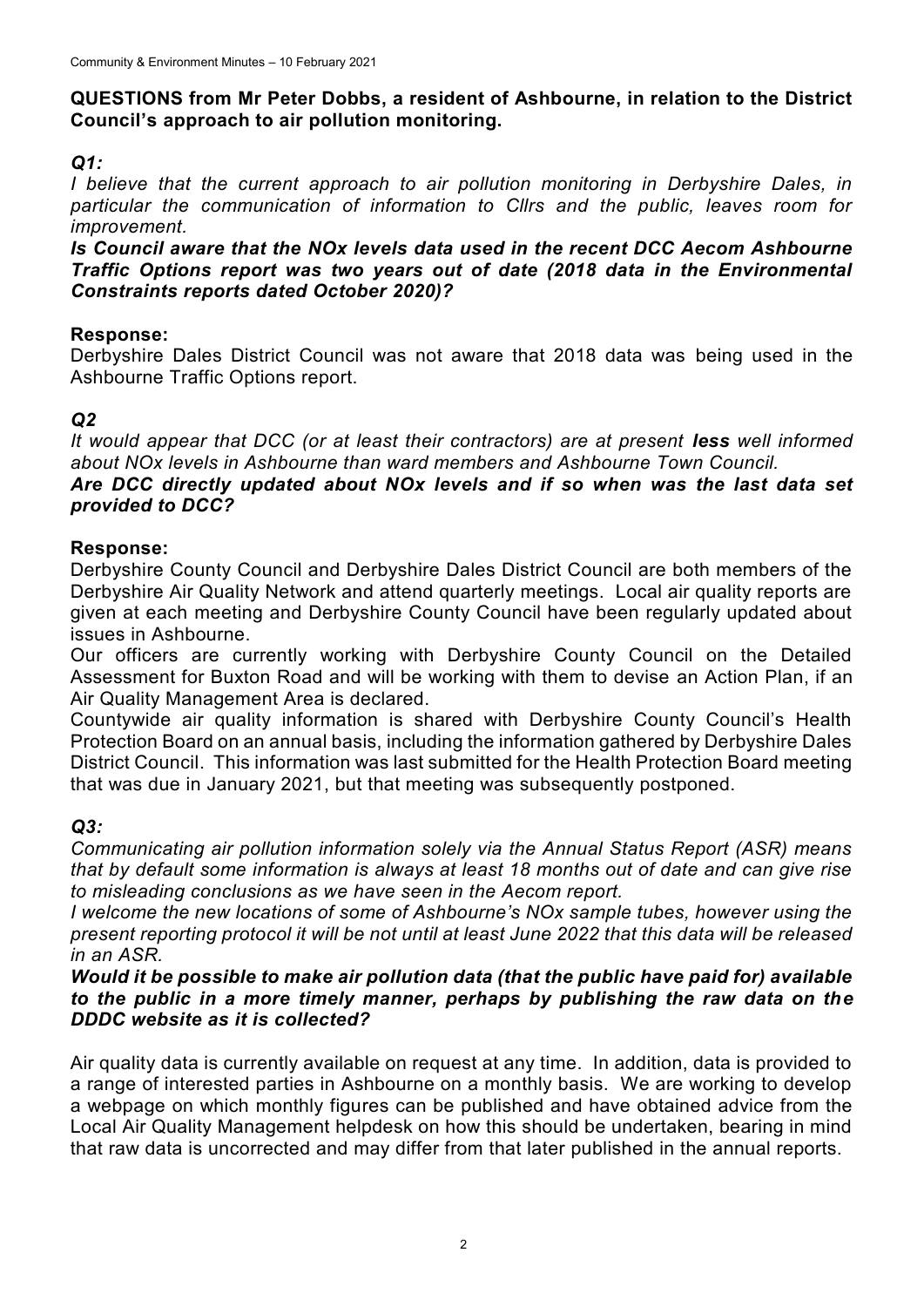**QUESTIONS from Mr Peter Dobbs, a resident of Ashbourne, in relation to the District Council's approach to air pollution monitoring.**

***Q1:***

*I believe that the current approach to air pollution monitoring in Derbyshire Dales, in particular the communication of information to Cllrs and the public, leaves room for improvement.*

***Is Council aware that the NOx levels data used in the recent DCC Aecom Ashbourne Traffic Options report was two years out of date (2018 data in the Environmental Constraints reports dated October 2020)?***

**Response:**

Derbyshire Dales District Council was not aware that 2018 data was being used in the Ashbourne Traffic Options report.

***Q2***

*It would appear that DCC (or at least their contractors) are at present **less** well informed about NOx levels in Ashbourne than ward members and Ashbourne Town Council.*

***Are DCC directly updated about NOx levels and if so when was the last data set provided to DCC?***

**Response:**

Derbyshire County Council and Derbyshire Dales District Council are both members of the Derbyshire Air Quality Network and attend quarterly meetings. Local air quality reports are given at each meeting and Derbyshire County Council have been regularly updated about issues in Ashbourne.

Our officers are currently working with Derbyshire County Council on the Detailed Assessment for Buxton Road and will be working with them to devise an Action Plan, if an Air Quality Management Area is declared.

Countywide air quality information is shared with Derbyshire County Council's Health Protection Board on an annual basis, including the information gathered by Derbyshire Dales District Council. This information was last submitted for the Health Protection Board meeting that was due in January 2021, but that meeting was subsequently postponed.

***Q3:***

*Communicating air pollution information solely via the Annual Status Report (ASR) means that by default some information is always at least 18 months out of date and can give rise to misleading conclusions as we have seen in the Aecom report.*

*I welcome the new locations of some of Ashbourne's NOx sample tubes, however using the present reporting protocol it will be not until at least June 2022 that this data will be released in an ASR.*

***Would it be possible to make air pollution data (that the public have paid for) available to the public in a more timely manner, perhaps by publishing the raw data on the DDDC website as it is collected?***

Air quality data is currently available on request at any time. In addition, data is provided to a range of interested parties in Ashbourne on a monthly basis. We are working to develop a webpage on which monthly figures can be published and have obtained advice from the Local Air Quality Management helpdesk on how this should be undertaken, bearing in mind that raw data is uncorrected and may differ from that later published in the annual reports.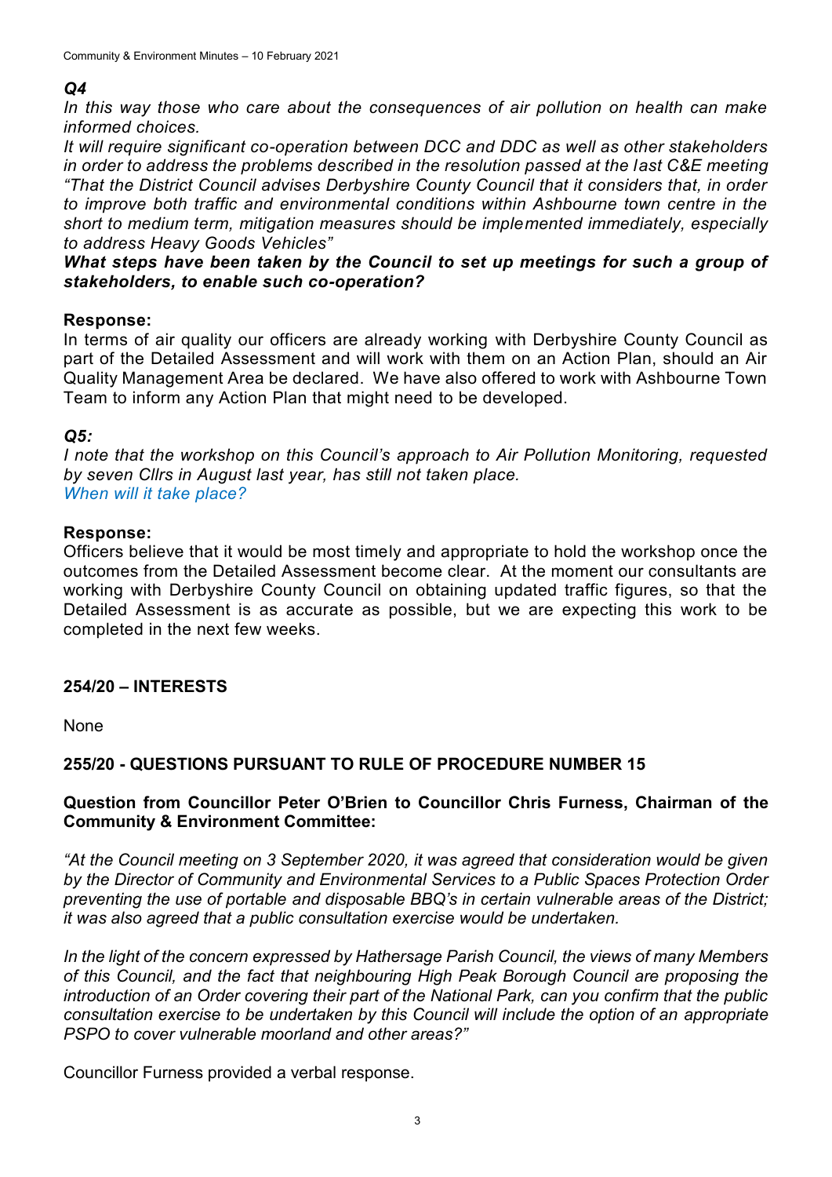### *Q4*

*In this way those who care about the consequences of air pollution on health can make informed choices.*

*It will require significant co-operation between DCC and DDC as well as other stakeholders in order to address the problems described in the resolution passed at the last C&E meeting "That the District Council advises Derbyshire County Council that it considers that, in order to improve both traffic and environmental conditions within Ashbourne town centre in the short to medium term, mitigation measures should be implemented immediately, especially to address Heavy Goods Vehicles"*

***What steps have been taken by the Council to set up meetings for such a group of stakeholders, to enable such co-operation?***

**Response:**

In terms of air quality our officers are already working with Derbyshire County Council as part of the Detailed Assessment and will work with them on an Action Plan, should an Air Quality Management Area be declared. We have also offered to work with Ashbourne Town Team to inform any Action Plan that might need to be developed.

### *Q5:*

*I note that the workshop on this Council's approach to Air Pollution Monitoring, requested by seven Cllrs in August last year, has still not taken place.*

*When will it take place?*

**Response:**

Officers believe that it would be most timely and appropriate to hold the workshop once the outcomes from the Detailed Assessment become clear. At the moment our consultants are working with Derbyshire County Council on obtaining updated traffic figures, so that the Detailed Assessment is as accurate as possible, but we are expecting this work to be completed in the next few weeks.

## 254/20 – INTERESTS

None

## 255/20 - QUESTIONS PURSUANT TO RULE OF PROCEDURE NUMBER 15

**Question from Councillor Peter O'Brien to Councillor Chris Furness, Chairman of the Community & Environment Committee:**

*"At the Council meeting on 3 September 2020, it was agreed that consideration would be given by the Director of Community and Environmental Services to a Public Spaces Protection Order preventing the use of portable and disposable BBQ's in certain vulnerable areas of the District; it was also agreed that a public consultation exercise would be undertaken.*

*In the light of the concern expressed by Hathersage Parish Council, the views of many Members of this Council, and the fact that neighbouring High Peak Borough Council are proposing the introduction of an Order covering their part of the National Park, can you confirm that the public consultation exercise to be undertaken by this Council will include the option of an appropriate PSPO to cover vulnerable moorland and other areas?"*

Councillor Furness provided a verbal response.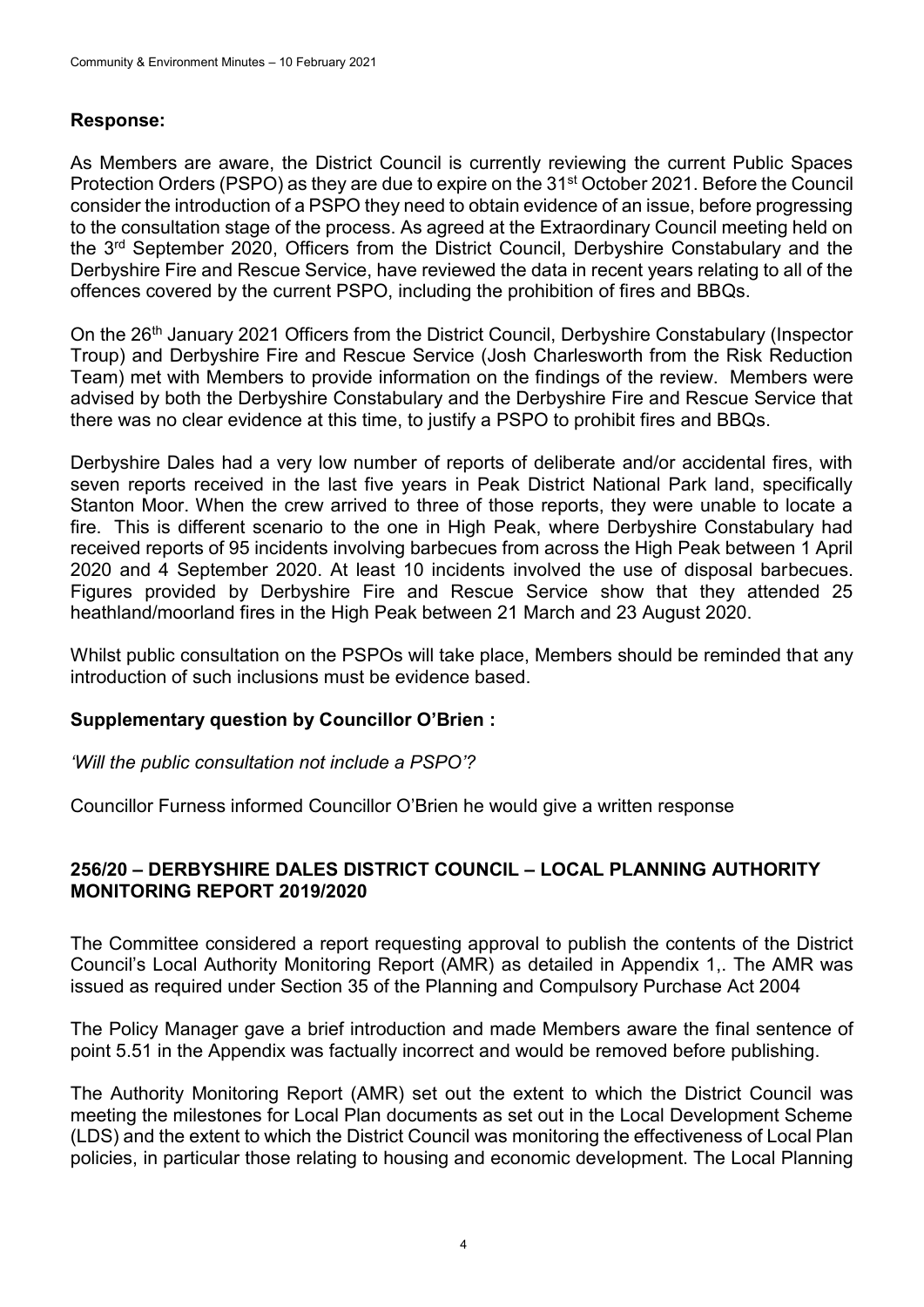**Response:**

As Members are aware, the District Council is currently reviewing the current Public Spaces Protection Orders (PSPO) as they are due to expire on the 31st October 2021. Before the Council consider the introduction of a PSPO they need to obtain evidence of an issue, before progressing to the consultation stage of the process. As agreed at the Extraordinary Council meeting held on the 3rd September 2020, Officers from the District Council, Derbyshire Constabulary and the Derbyshire Fire and Rescue Service, have reviewed the data in recent years relating to all of the offences covered by the current PSPO, including the prohibition of fires and BBQs.

On the 26th January 2021 Officers from the District Council, Derbyshire Constabulary (Inspector Troup) and Derbyshire Fire and Rescue Service (Josh Charlesworth from the Risk Reduction Team) met with Members to provide information on the findings of the review. Members were advised by both the Derbyshire Constabulary and the Derbyshire Fire and Rescue Service that there was no clear evidence at this time, to justify a PSPO to prohibit fires and BBQs.

Derbyshire Dales had a very low number of reports of deliberate and/or accidental fires, with seven reports received in the last five years in Peak District National Park land, specifically Stanton Moor. When the crew arrived to three of those reports, they were unable to locate a fire. This is different scenario to the one in High Peak, where Derbyshire Constabulary had received reports of 95 incidents involving barbecues from across the High Peak between 1 April 2020 and 4 September 2020. At least 10 incidents involved the use of disposal barbecues. Figures provided by Derbyshire Fire and Rescue Service show that they attended 25 heathland/moorland fires in the High Peak between 21 March and 23 August 2020.

Whilst public consultation on the PSPOs will take place, Members should be reminded that any introduction of such inclusions must be evidence based.

**Supplementary question by Councillor O'Brien :**

*'Will the public consultation not include a PSPO'?*

Councillor Furness informed Councillor O'Brien he would give a written response

## 256/20 – DERBYSHIRE DALES DISTRICT COUNCIL – LOCAL PLANNING AUTHORITY MONITORING REPORT 2019/2020

The Committee considered a report requesting approval to publish the contents of the District Council's Local Authority Monitoring Report (AMR) as detailed in Appendix 1,. The AMR was issued as required under Section 35 of the Planning and Compulsory Purchase Act 2004

The Policy Manager gave a brief introduction and made Members aware the final sentence of point 5.51 in the Appendix was factually incorrect and would be removed before publishing.

The Authority Monitoring Report (AMR) set out the extent to which the District Council was meeting the milestones for Local Plan documents as set out in the Local Development Scheme (LDS) and the extent to which the District Council was monitoring the effectiveness of Local Plan policies, in particular those relating to housing and economic development. The Local Planning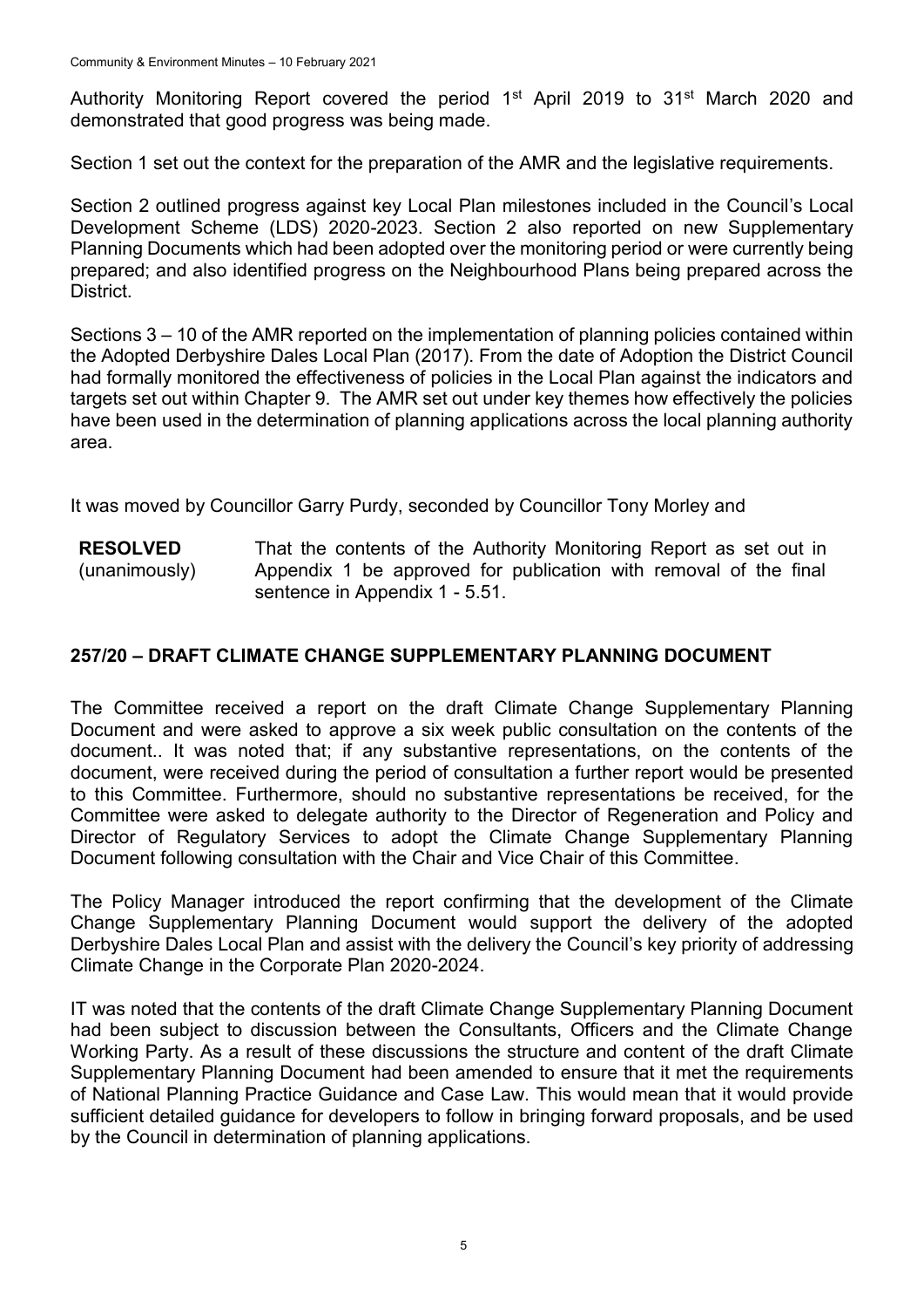Authority Monitoring Report covered the period 1st April 2019 to 31st March 2020 and demonstrated that good progress was being made.

Section 1 set out the context for the preparation of the AMR and the legislative requirements.

Section 2 outlined progress against key Local Plan milestones included in the Council's Local Development Scheme (LDS) 2020-2023. Section 2 also reported on new Supplementary Planning Documents which had been adopted over the monitoring period or were currently being prepared; and also identified progress on the Neighbourhood Plans being prepared across the District.

Sections 3 – 10 of the AMR reported on the implementation of planning policies contained within the Adopted Derbyshire Dales Local Plan (2017). From the date of Adoption the District Council had formally monitored the effectiveness of policies in the Local Plan against the indicators and targets set out within Chapter 9. The AMR set out under key themes how effectively the policies have been used in the determination of planning applications across the local planning authority area.

It was moved by Councillor Garry Purdy, seconded by Councillor Tony Morley and

**RESOLVED** (unanimously) That the contents of the Authority Monitoring Report as set out in Appendix 1 be approved for publication with removal of the final sentence in Appendix 1 - 5.51.

## 257/20 – DRAFT CLIMATE CHANGE SUPPLEMENTARY PLANNING DOCUMENT

The Committee received a report on the draft Climate Change Supplementary Planning Document and were asked to approve a six week public consultation on the contents of the document.. It was noted that; if any substantive representations, on the contents of the document, were received during the period of consultation a further report would be presented to this Committee. Furthermore, should no substantive representations be received, for the Committee were asked to delegate authority to the Director of Regeneration and Policy and Director of Regulatory Services to adopt the Climate Change Supplementary Planning Document following consultation with the Chair and Vice Chair of this Committee.

The Policy Manager introduced the report confirming that the development of the Climate Change Supplementary Planning Document would support the delivery of the adopted Derbyshire Dales Local Plan and assist with the delivery the Council's key priority of addressing Climate Change in the Corporate Plan 2020-2024.

IT was noted that the contents of the draft Climate Change Supplementary Planning Document had been subject to discussion between the Consultants, Officers and the Climate Change Working Party. As a result of these discussions the structure and content of the draft Climate Supplementary Planning Document had been amended to ensure that it met the requirements of National Planning Practice Guidance and Case Law. This would mean that it would provide sufficient detailed guidance for developers to follow in bringing forward proposals, and be used by the Council in determination of planning applications.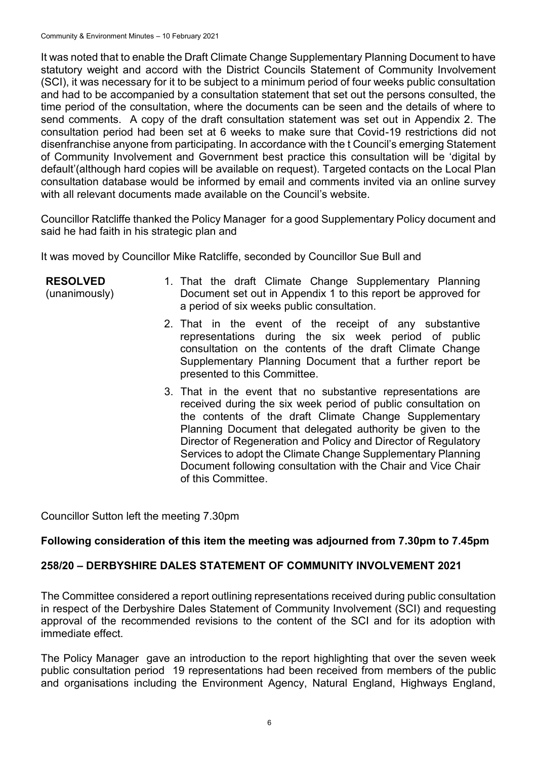It was noted that to enable the Draft Climate Change Supplementary Planning Document to have statutory weight and accord with the District Councils Statement of Community Involvement (SCI), it was necessary for it to be subject to a minimum period of four weeks public consultation and had to be accompanied by a consultation statement that set out the persons consulted, the time period of the consultation, where the documents can be seen and the details of where to send comments. A copy of the draft consultation statement was set out in Appendix 2. The consultation period had been set at 6 weeks to make sure that Covid-19 restrictions did not disenfranchise anyone from participating. In accordance with the t Council's emerging Statement of Community Involvement and Government best practice this consultation will be 'digital by default'(although hard copies will be available on request). Targeted contacts on the Local Plan consultation database would be informed by email and comments invited via an online survey with all relevant documents made available on the Council's website.

Councillor Ratcliffe thanked the Policy Manager for a good Supplementary Policy document and said he had faith in his strategic plan and

It was moved by Councillor Mike Ratcliffe, seconded by Councillor Sue Bull and

**RESOLVED** (unanimously)

1. That the draft Climate Change Supplementary Planning Document set out in Appendix 1 to this report be approved for a period of six weeks public consultation.
2. That in the event of the receipt of any substantive representations during the six week period of public consultation on the contents of the draft Climate Change Supplementary Planning Document that a further report be presented to this Committee.
3. That in the event that no substantive representations are received during the six week period of public consultation on the contents of the draft Climate Change Supplementary Planning Document that delegated authority be given to the Director of Regeneration and Policy and Director of Regulatory Services to adopt the Climate Change Supplementary Planning Document following consultation with the Chair and Vice Chair of this Committee.

Councillor Sutton left the meeting 7.30pm

**Following consideration of this item the meeting was adjourned from 7.30pm to 7.45pm**

## 258/20 – DERBYSHIRE DALES STATEMENT OF COMMUNITY INVOLVEMENT 2021

The Committee considered a report outlining representations received during public consultation in respect of the Derbyshire Dales Statement of Community Involvement (SCI) and requesting approval of the recommended revisions to the content of the SCI and for its adoption with immediate effect.

The Policy Manager gave an introduction to the report highlighting that over the seven week public consultation period 19 representations had been received from members of the public and organisations including the Environment Agency, Natural England, Highways England,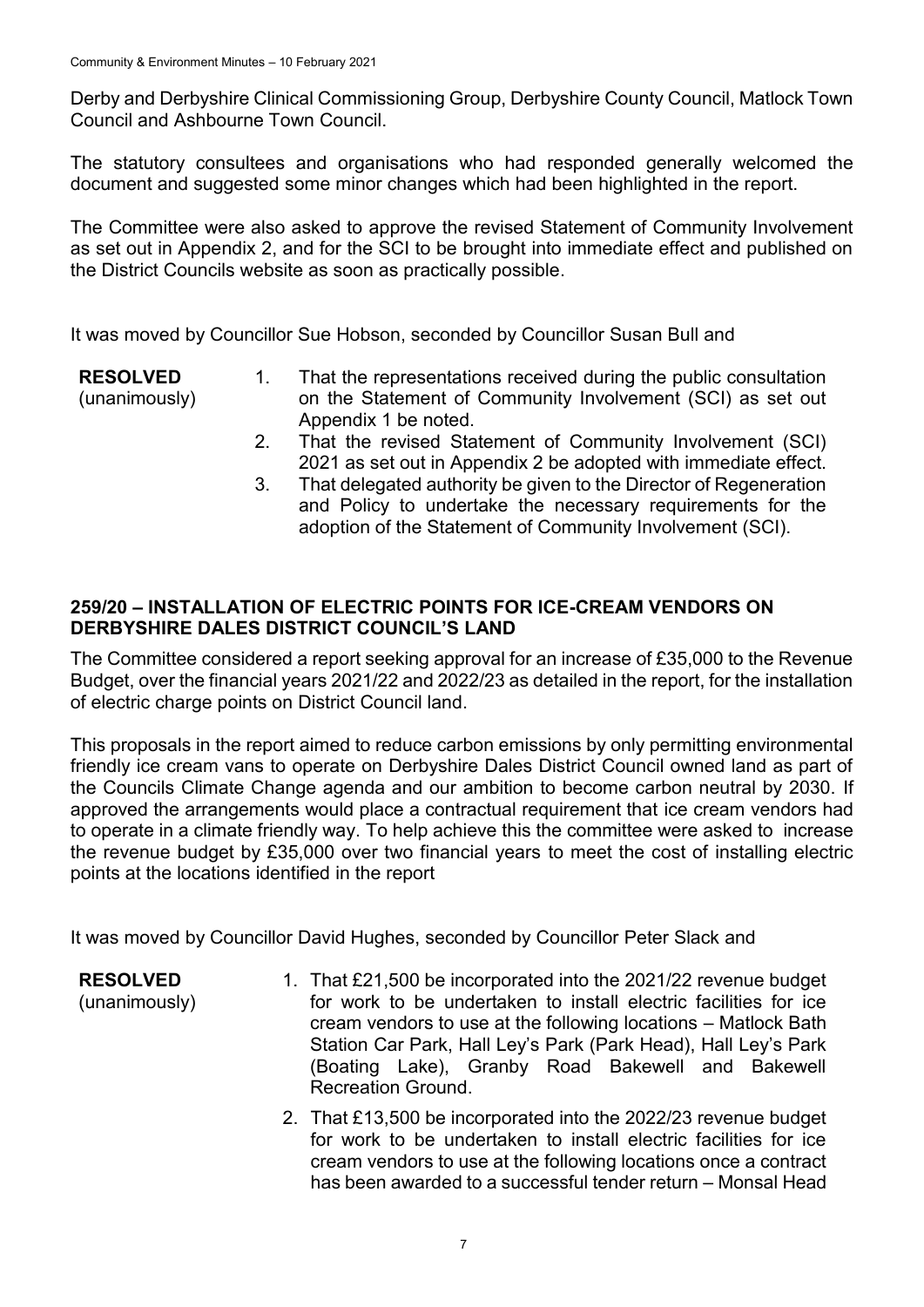Derby and Derbyshire Clinical Commissioning Group, Derbyshire County Council, Matlock Town Council and Ashbourne Town Council.

The statutory consultees and organisations who had responded generally welcomed the document and suggested some minor changes which had been highlighted in the report.

The Committee were also asked to approve the revised Statement of Community Involvement as set out in Appendix 2, and for the SCI to be brought into immediate effect and published on the District Councils website as soon as practically possible.

It was moved by Councillor Sue Hobson, seconded by Councillor Susan Bull and

**RESOLVED** (unanimously)

1. That the representations received during the public consultation on the Statement of Community Involvement (SCI) as set out Appendix 1 be noted.
2. That the revised Statement of Community Involvement (SCI) 2021 as set out in Appendix 2 be adopted with immediate effect.
3. That delegated authority be given to the Director of Regeneration and Policy to undertake the necessary requirements for the adoption of the Statement of Community Involvement (SCI).

## 259/20 – INSTALLATION OF ELECTRIC POINTS FOR ICE-CREAM VENDORS ON DERBYSHIRE DALES DISTRICT COUNCIL'S LAND

The Committee considered a report seeking approval for an increase of £35,000 to the Revenue Budget, over the financial years 2021/22 and 2022/23 as detailed in the report, for the installation of electric charge points on District Council land.

This proposals in the report aimed to reduce carbon emissions by only permitting environmental friendly ice cream vans to operate on Derbyshire Dales District Council owned land as part of the Councils Climate Change agenda and our ambition to become carbon neutral by 2030. If approved the arrangements would place a contractual requirement that ice cream vendors had to operate in a climate friendly way. To help achieve this the committee were asked to increase the revenue budget by £35,000 over two financial years to meet the cost of installing electric points at the locations identified in the report

It was moved by Councillor David Hughes, seconded by Councillor Peter Slack and

**RESOLVED** (unanimously)

1. That £21,500 be incorporated into the 2021/22 revenue budget for work to be undertaken to install electric facilities for ice cream vendors to use at the following locations – Matlock Bath Station Car Park, Hall Ley's Park (Park Head), Hall Ley's Park (Boating Lake), Granby Road Bakewell and Bakewell Recreation Ground.
2. That £13,500 be incorporated into the 2022/23 revenue budget for work to be undertaken to install electric facilities for ice cream vendors to use at the following locations once a contract has been awarded to a successful tender return – Monsal Head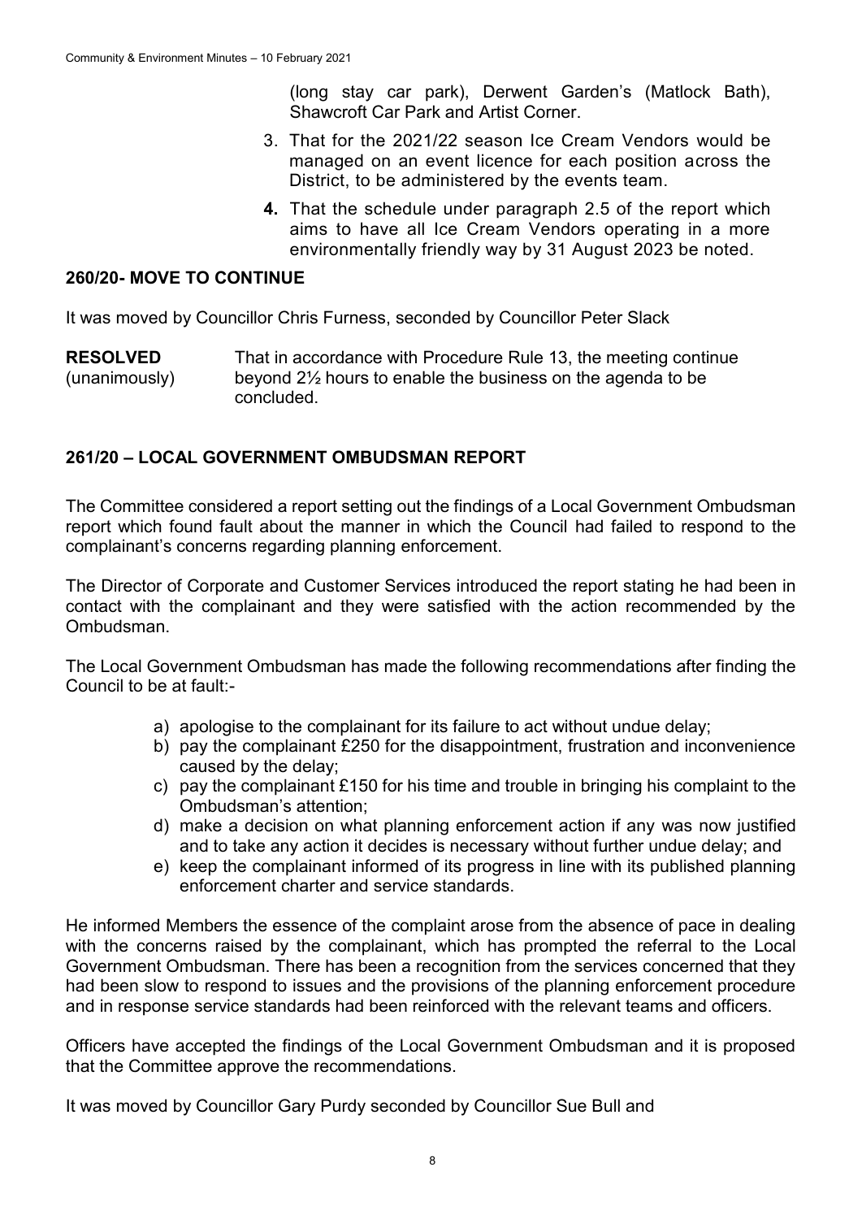(long stay car park), Derwent Garden's (Matlock Bath), Shawcroft Car Park and Artist Corner.

3. That for the 2021/22 season Ice Cream Vendors would be managed on an event licence for each position across the District, to be administered by the events team.
4. That the schedule under paragraph 2.5 of the report which aims to have all Ice Cream Vendors operating in a more environmentally friendly way by 31 August 2023 be noted.

## 260/20- MOVE TO CONTINUE

It was moved by Councillor Chris Furness, seconded by Councillor Peter Slack

**RESOLVED** (unanimously) That in accordance with Procedure Rule 13, the meeting continue beyond 2½ hours to enable the business on the agenda to be concluded.

## 261/20 – LOCAL GOVERNMENT OMBUDSMAN REPORT

The Committee considered a report setting out the findings of a Local Government Ombudsman report which found fault about the manner in which the Council had failed to respond to the complainant's concerns regarding planning enforcement.

The Director of Corporate and Customer Services introduced the report stating he had been in contact with the complainant and they were satisfied with the action recommended by the Ombudsman.

The Local Government Ombudsman has made the following recommendations after finding the Council to be at fault:-

a) apologise to the complainant for its failure to act without undue delay;
b) pay the complainant £250 for the disappointment, frustration and inconvenience caused by the delay;
c) pay the complainant £150 for his time and trouble in bringing his complaint to the Ombudsman's attention;
d) make a decision on what planning enforcement action if any was now justified and to take any action it decides is necessary without further undue delay; and
e) keep the complainant informed of its progress in line with its published planning enforcement charter and service standards.

He informed Members the essence of the complaint arose from the absence of pace in dealing with the concerns raised by the complainant, which has prompted the referral to the Local Government Ombudsman. There has been a recognition from the services concerned that they had been slow to respond to issues and the provisions of the planning enforcement procedure and in response service standards had been reinforced with the relevant teams and officers.

Officers have accepted the findings of the Local Government Ombudsman and it is proposed that the Committee approve the recommendations.

It was moved by Councillor Gary Purdy seconded by Councillor Sue Bull and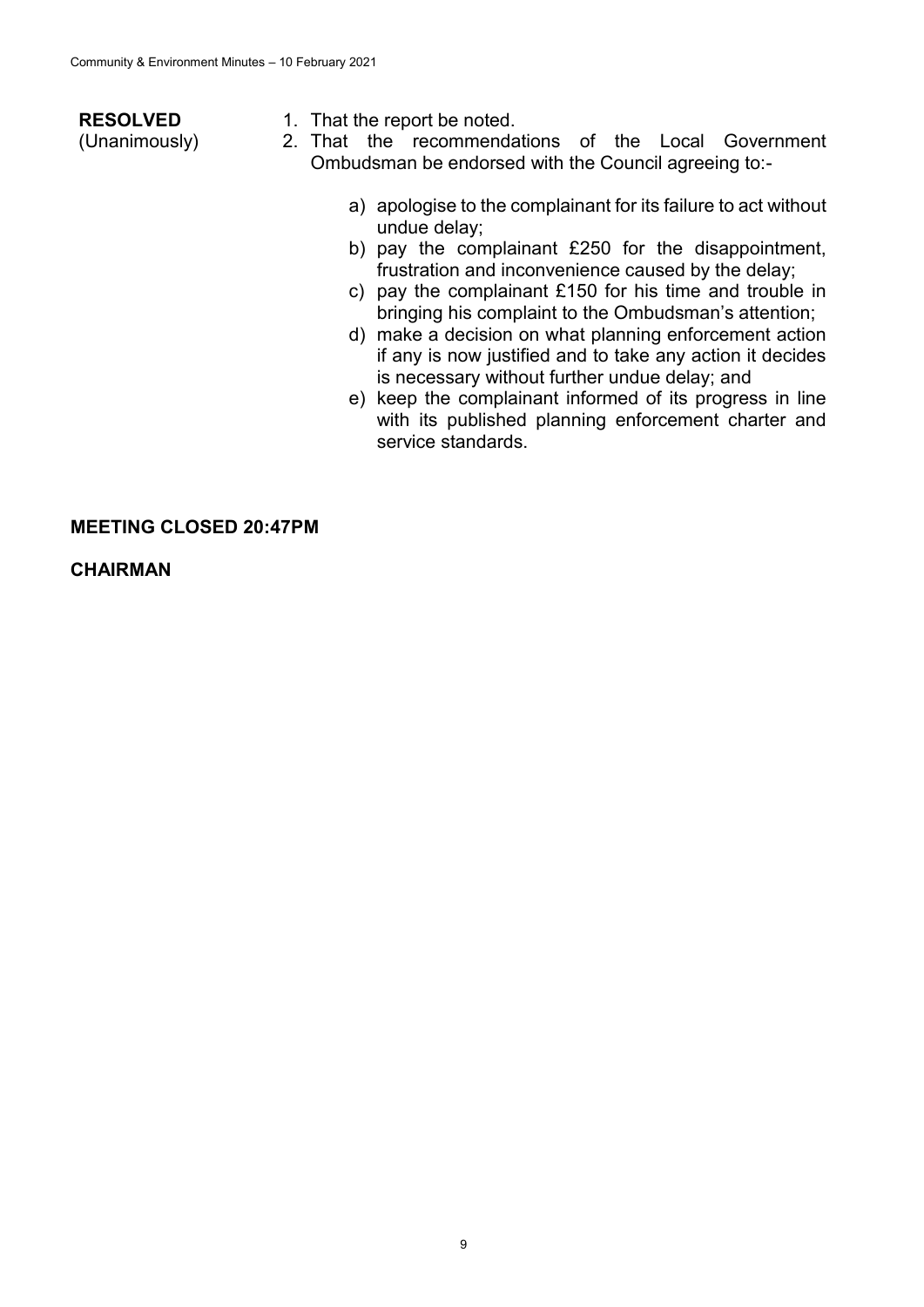**RESOLVED**
(Unanimously)

1. That the report be noted.
2. That the recommendations of the Local Government Ombudsman be endorsed with the Council agreeing to:-

   a) apologise to the complainant for its failure to act without undue delay;
   b) pay the complainant £250 for the disappointment, frustration and inconvenience caused by the delay;
   c) pay the complainant £150 for his time and trouble in bringing his complaint to the Ombudsman's attention;
   d) make a decision on what planning enforcement action if any is now justified and to take any action it decides is necessary without further undue delay; and
   e) keep the complainant informed of its progress in line with its published planning enforcement charter and service standards.

**MEETING CLOSED 20:47PM**

**CHAIRMAN**